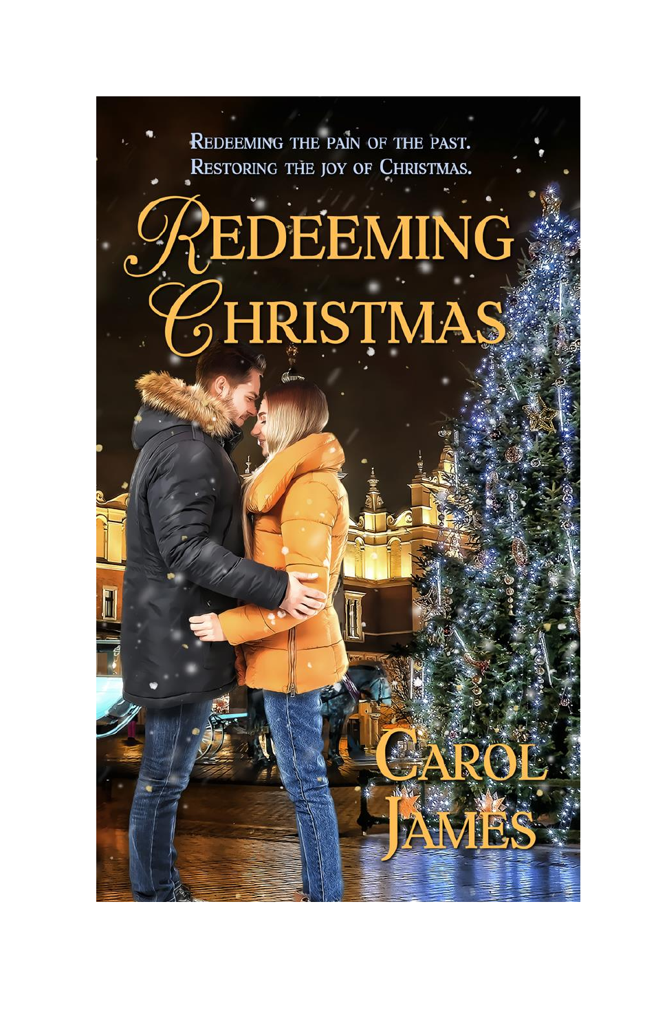Redeeming the pain of the past.
Restoring the joy of Christmas.

# Redeeming Christmas

Carol James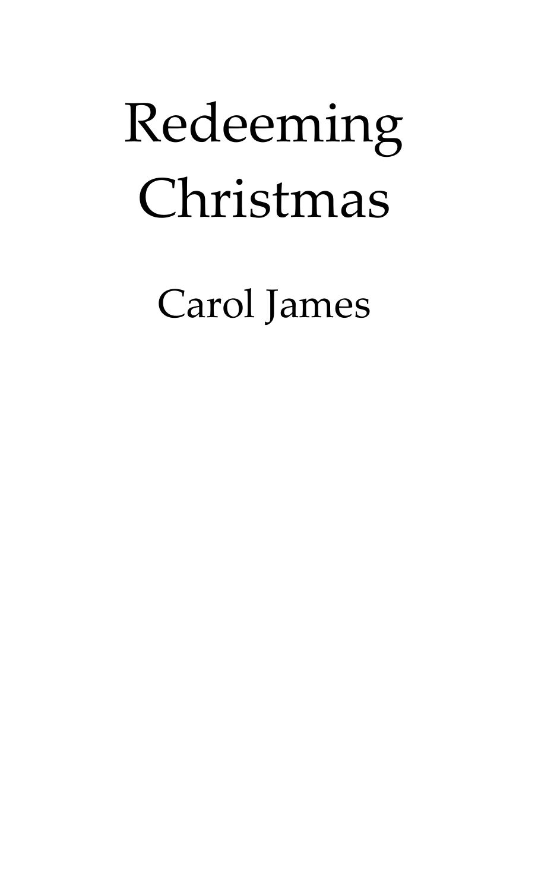# Redeeming Christmas

Carol James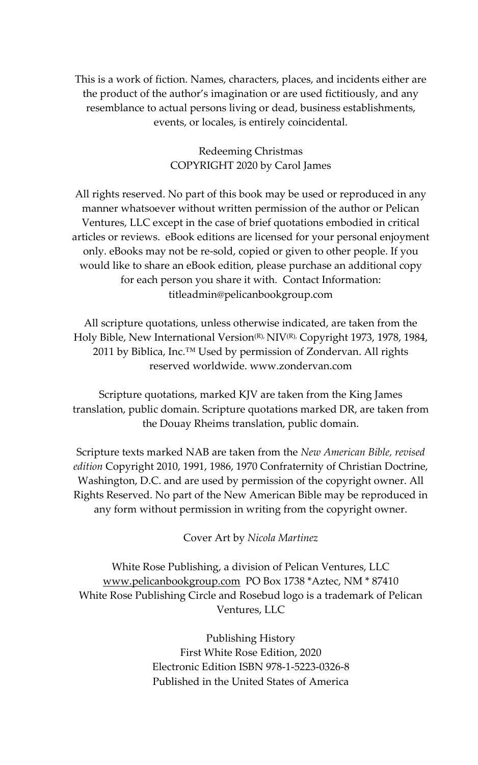This is a work of fiction. Names, characters, places, and incidents either are the product of the author's imagination or are used fictitiously, and any resemblance to actual persons living or dead, business establishments, events, or locales, is entirely coincidental.

Redeeming Christmas
COPYRIGHT 2020 by Carol James

All rights reserved. No part of this book may be used or reproduced in any manner whatsoever without written permission of the author or Pelican Ventures, LLC except in the case of brief quotations embodied in critical articles or reviews. eBook editions are licensed for your personal enjoyment only. eBooks may not be re-sold, copied or given to other people. If you would like to share an eBook edition, please purchase an additional copy for each person you share it with. Contact Information: titleadmin@pelicanbookgroup.com

All scripture quotations, unless otherwise indicated, are taken from the Holy Bible, New International Version(R), NIV(R), Copyright 1973, 1978, 1984, 2011 by Biblica, Inc.™ Used by permission of Zondervan. All rights reserved worldwide. www.zondervan.com

Scripture quotations, marked KJV are taken from the King James translation, public domain. Scripture quotations marked DR, are taken from the Douay Rheims translation, public domain.

Scripture texts marked NAB are taken from the *New American Bible, revised edition* Copyright 2010, 1991, 1986, 1970 Confraternity of Christian Doctrine, Washington, D.C. and are used by permission of the copyright owner. All Rights Reserved. No part of the New American Bible may be reproduced in any form without permission in writing from the copyright owner.

Cover Art by *Nicola Martinez*

White Rose Publishing, a division of Pelican Ventures, LLC
www.pelicanbookgroup.com PO Box 1738 *Aztec, NM * 87410
White Rose Publishing Circle and Rosebud logo is a trademark of Pelican Ventures, LLC

Publishing History
First White Rose Edition, 2020
Electronic Edition ISBN 978-1-5223-0326-8
Published in the United States of America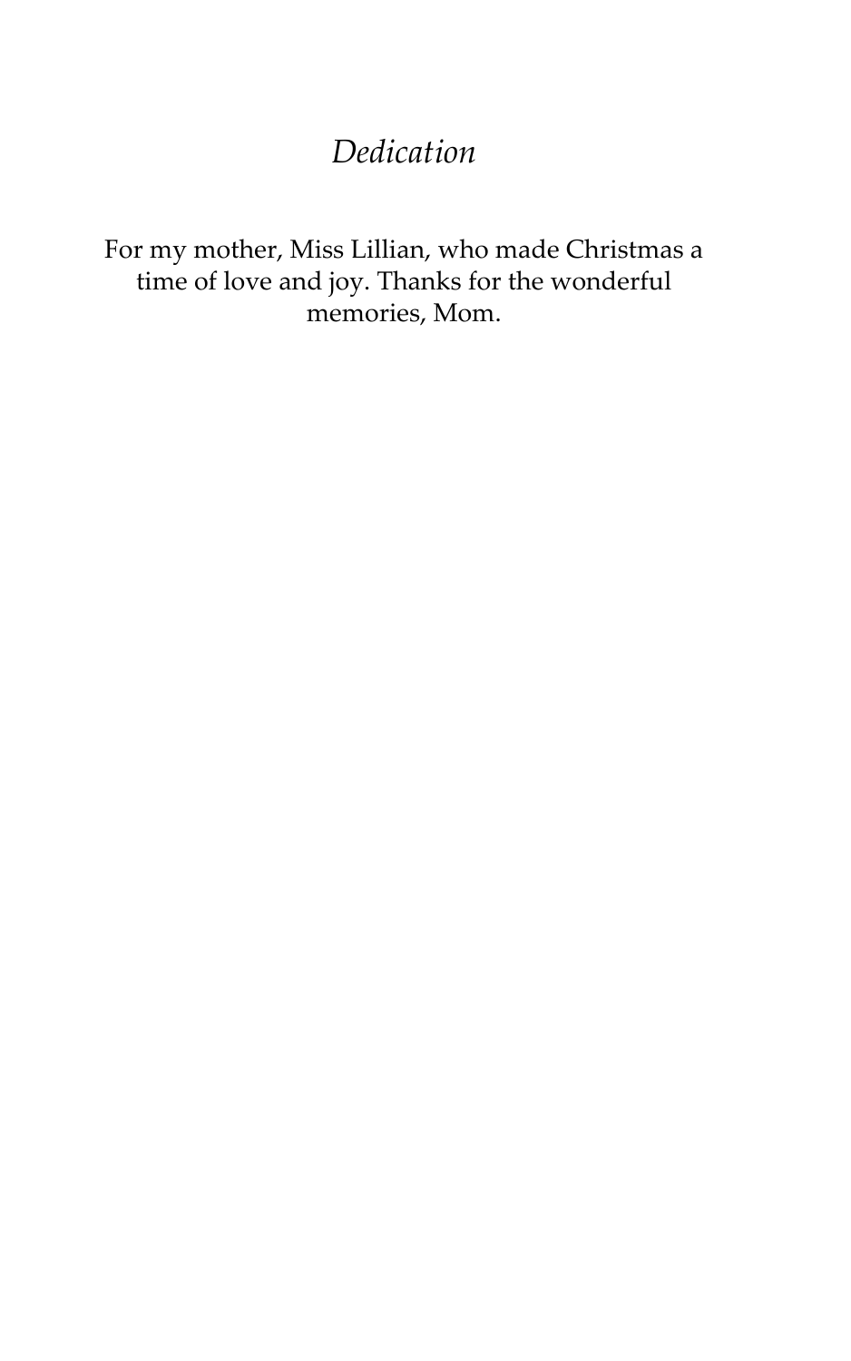# *Dedication*

For my mother, Miss Lillian, who made Christmas a time of love and joy. Thanks for the wonderful memories, Mom.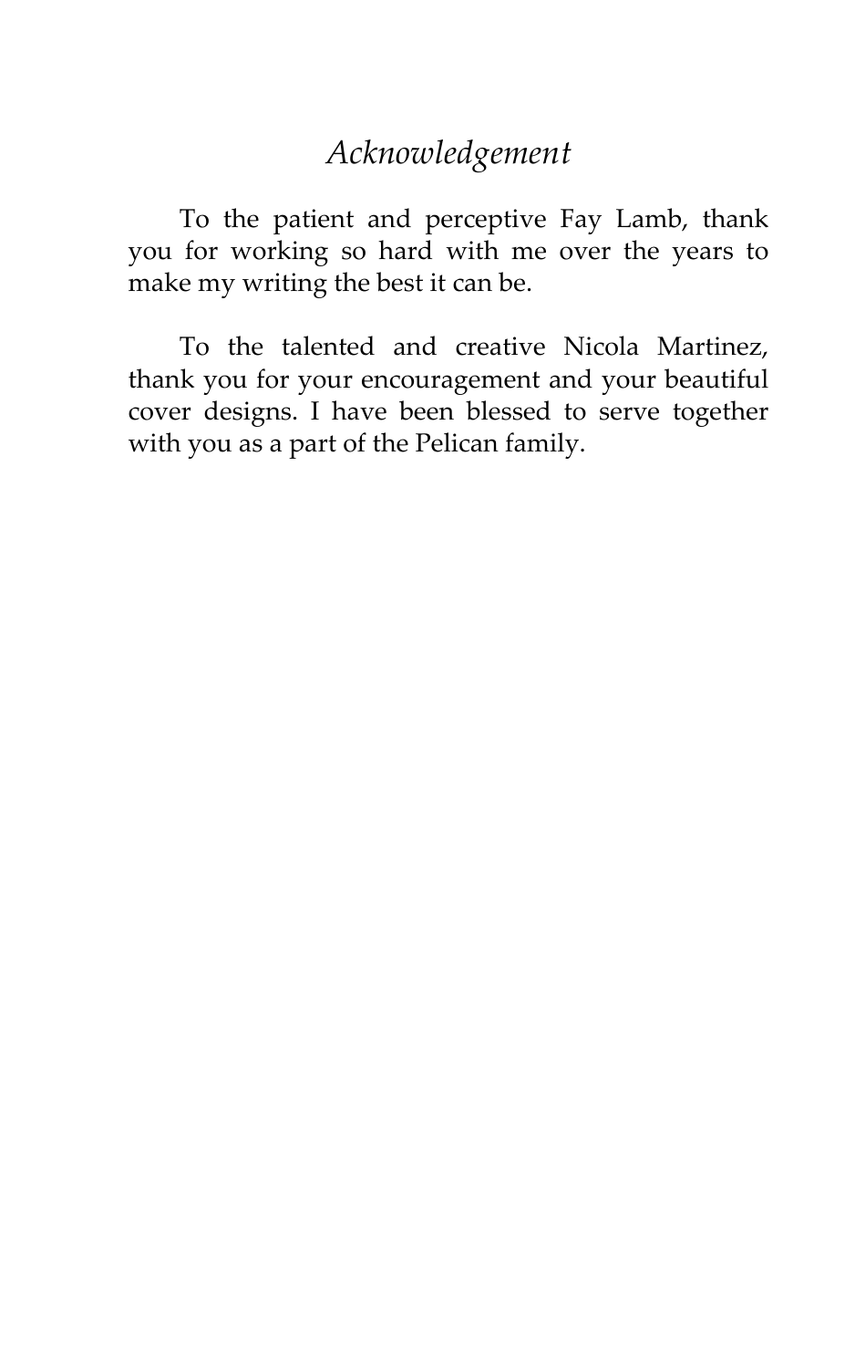# *Acknowledgement*

To the patient and perceptive Fay Lamb, thank you for working so hard with me over the years to make my writing the best it can be.

To the talented and creative Nicola Martinez, thank you for your encouragement and your beautiful cover designs. I have been blessed to serve together with you as a part of the Pelican family.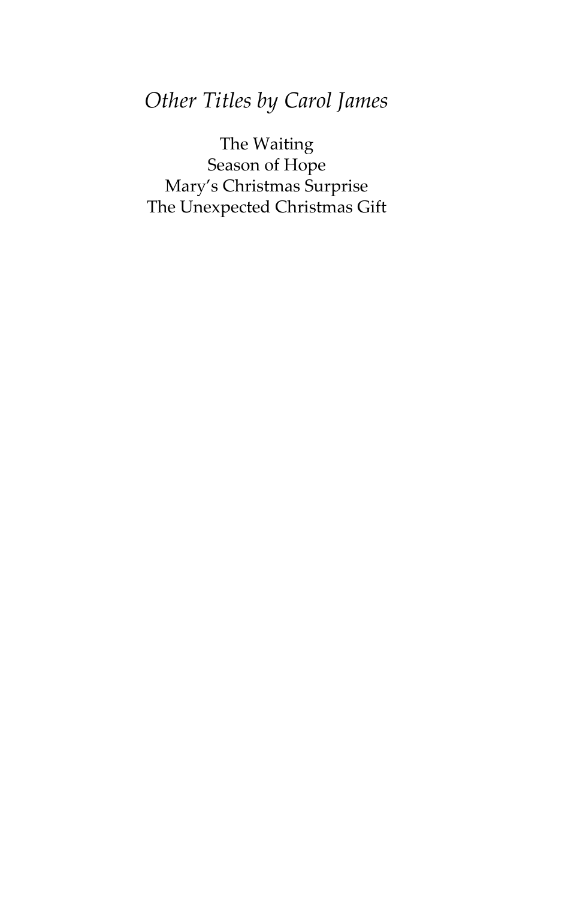*Other Titles by Carol James*

The Waiting
Season of Hope
Mary's Christmas Surprise
The Unexpected Christmas Gift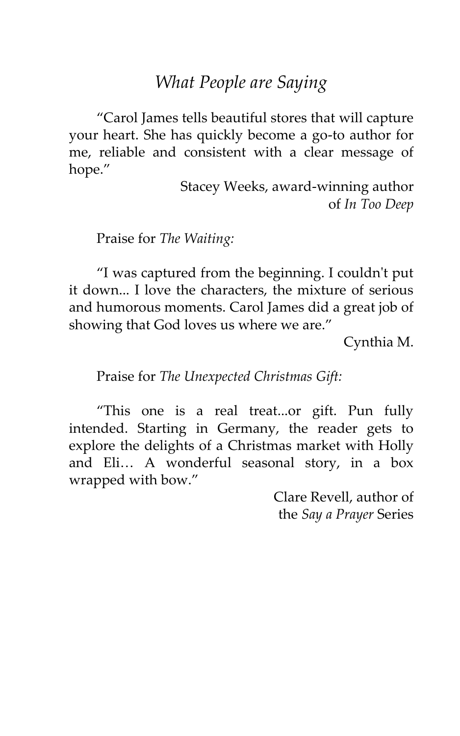## *What People are Saying*

"Carol James tells beautiful stores that will capture your heart. She has quickly become a go-to author for me, reliable and consistent with a clear message of hope."

Stacey Weeks, award-winning author of *In Too Deep*

Praise for *The Waiting:*

"I was captured from the beginning. I couldn't put it down... I love the characters, the mixture of serious and humorous moments. Carol James did a great job of showing that God loves us where we are."

Cynthia M.

Praise for *The Unexpected Christmas Gift:*

"This one is a real treat...or gift. Pun fully intended. Starting in Germany, the reader gets to explore the delights of a Christmas market with Holly and Eli… A wonderful seasonal story, in a box wrapped with bow."

Clare Revell, author of the *Say a Prayer* Series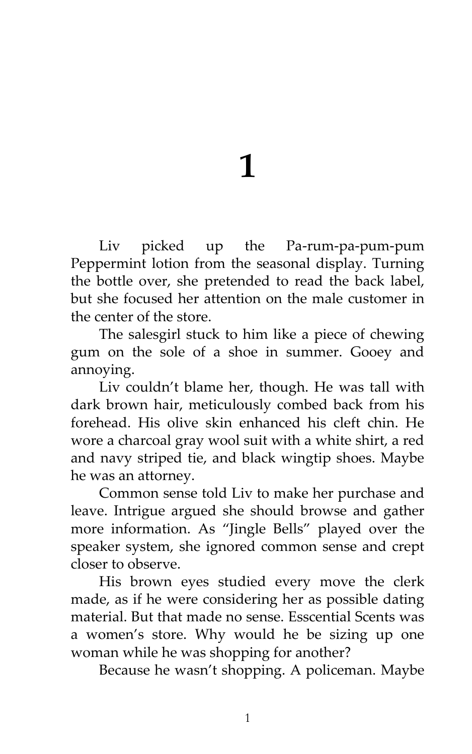# 1

Liv picked up the Pa-rum-pa-pum-pum Peppermint lotion from the seasonal display. Turning the bottle over, she pretended to read the back label, but she focused her attention on the male customer in the center of the store.

The salesgirl stuck to him like a piece of chewing gum on the sole of a shoe in summer. Gooey and annoying.

Liv couldn't blame her, though. He was tall with dark brown hair, meticulously combed back from his forehead. His olive skin enhanced his cleft chin. He wore a charcoal gray wool suit with a white shirt, a red and navy striped tie, and black wingtip shoes. Maybe he was an attorney.

Common sense told Liv to make her purchase and leave. Intrigue argued she should browse and gather more information. As "Jingle Bells" played over the speaker system, she ignored common sense and crept closer to observe.

His brown eyes studied every move the clerk made, as if he were considering her as possible dating material. But that made no sense. Esscential Scents was a women's store. Why would he be sizing up one woman while he was shopping for another?

Because he wasn't shopping. A policeman. Maybe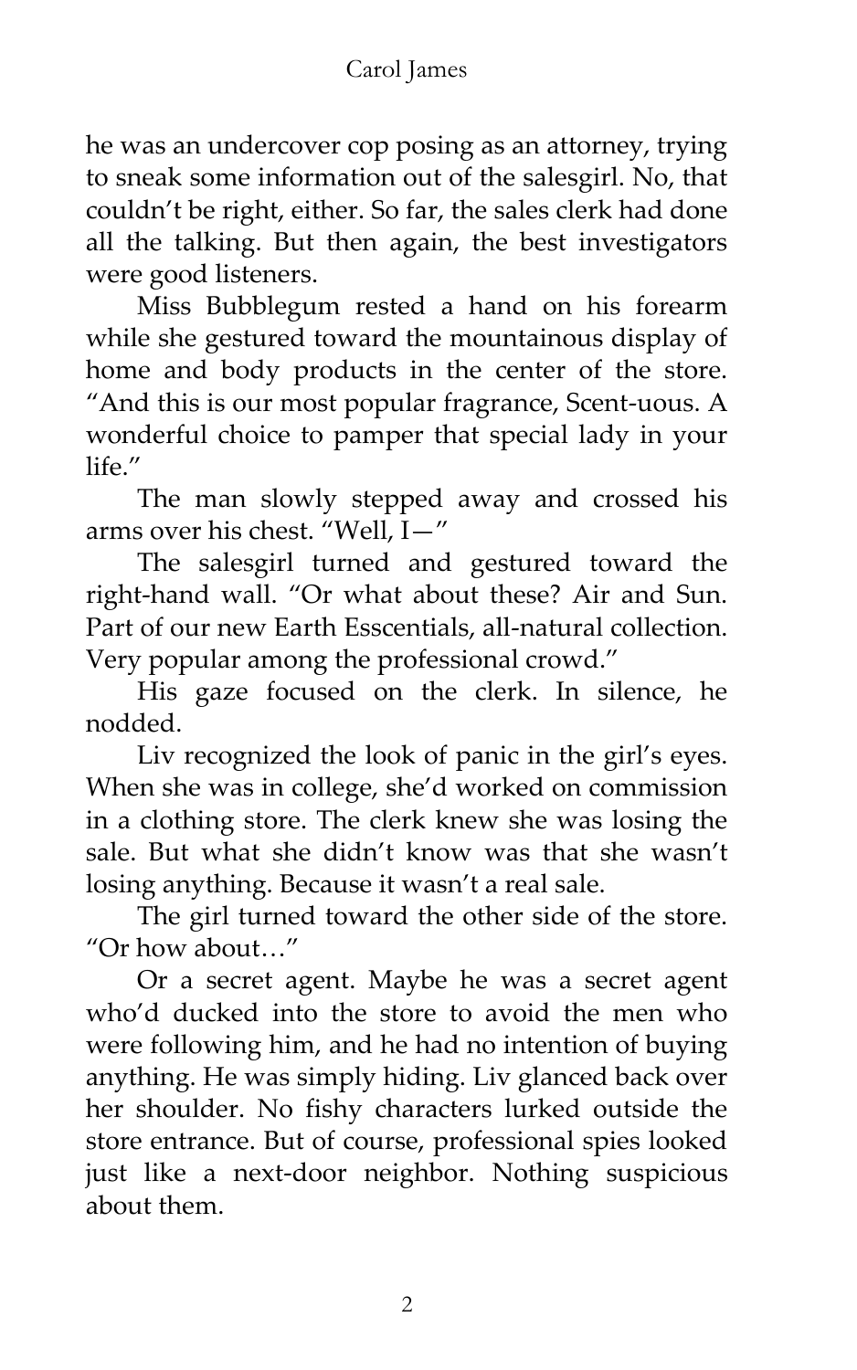he was an undercover cop posing as an attorney, trying to sneak some information out of the salesgirl. No, that couldn't be right, either. So far, the sales clerk had done all the talking. But then again, the best investigators were good listeners.

Miss Bubblegum rested a hand on his forearm while she gestured toward the mountainous display of home and body products in the center of the store. "And this is our most popular fragrance, Scent-uous. A wonderful choice to pamper that special lady in your life."

The man slowly stepped away and crossed his arms over his chest. "Well, I—"

The salesgirl turned and gestured toward the right-hand wall. "Or what about these? Air and Sun. Part of our new Earth Esscentials, all-natural collection. Very popular among the professional crowd."

His gaze focused on the clerk. In silence, he nodded.

Liv recognized the look of panic in the girl's eyes. When she was in college, she'd worked on commission in a clothing store. The clerk knew she was losing the sale. But what she didn't know was that she wasn't losing anything. Because it wasn't a real sale.

The girl turned toward the other side of the store. "Or how about…"

Or a secret agent. Maybe he was a secret agent who'd ducked into the store to avoid the men who were following him, and he had no intention of buying anything. He was simply hiding. Liv glanced back over her shoulder. No fishy characters lurked outside the store entrance. But of course, professional spies looked just like a next-door neighbor. Nothing suspicious about them.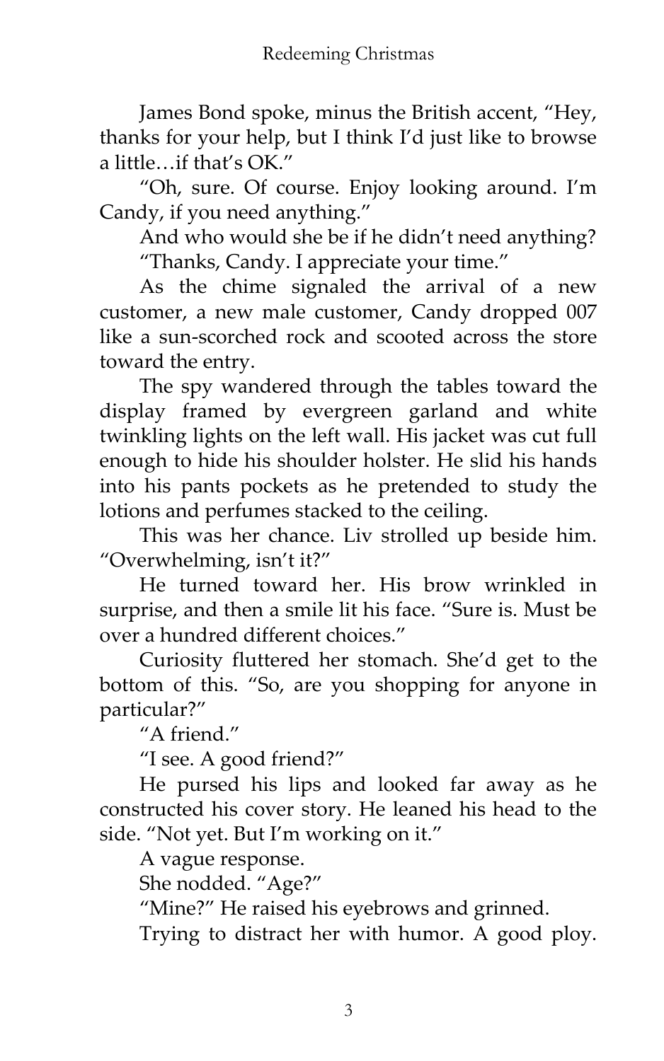James Bond spoke, minus the British accent, "Hey, thanks for your help, but I think I'd just like to browse a little…if that's OK."

"Oh, sure. Of course. Enjoy looking around. I'm Candy, if you need anything."

And who would she be if he didn't need anything?

"Thanks, Candy. I appreciate your time."

As the chime signaled the arrival of a new customer, a new male customer, Candy dropped 007 like a sun-scorched rock and scooted across the store toward the entry.

The spy wandered through the tables toward the display framed by evergreen garland and white twinkling lights on the left wall. His jacket was cut full enough to hide his shoulder holster. He slid his hands into his pants pockets as he pretended to study the lotions and perfumes stacked to the ceiling.

This was her chance. Liv strolled up beside him. "Overwhelming, isn't it?"

He turned toward her. His brow wrinkled in surprise, and then a smile lit his face. "Sure is. Must be over a hundred different choices."

Curiosity fluttered her stomach. She'd get to the bottom of this. "So, are you shopping for anyone in particular?"

"A friend."

"I see. A good friend?"

He pursed his lips and looked far away as he constructed his cover story. He leaned his head to the side. "Not yet. But I'm working on it."

A vague response.

She nodded. "Age?"

"Mine?" He raised his eyebrows and grinned.

Trying to distract her with humor. A good ploy.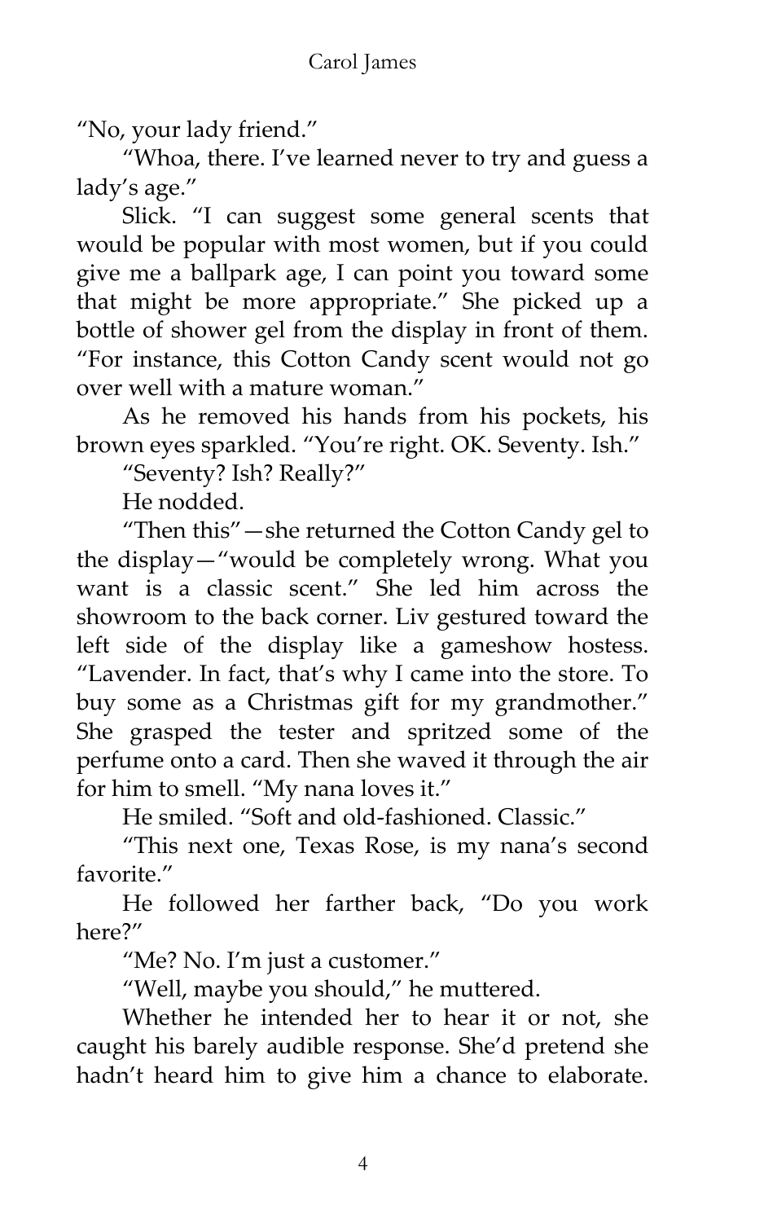"No, your lady friend."

"Whoa, there. I've learned never to try and guess a lady's age."

Slick. "I can suggest some general scents that would be popular with most women, but if you could give me a ballpark age, I can point you toward some that might be more appropriate." She picked up a bottle of shower gel from the display in front of them. "For instance, this Cotton Candy scent would not go over well with a mature woman."

As he removed his hands from his pockets, his brown eyes sparkled. "You're right. OK. Seventy. Ish."

"Seventy? Ish? Really?"

He nodded.

"Then this"—she returned the Cotton Candy gel to the display—"would be completely wrong. What you want is a classic scent." She led him across the showroom to the back corner. Liv gestured toward the left side of the display like a gameshow hostess. "Lavender. In fact, that's why I came into the store. To buy some as a Christmas gift for my grandmother." She grasped the tester and spritzed some of the perfume onto a card. Then she waved it through the air for him to smell. "My nana loves it."

He smiled. "Soft and old-fashioned. Classic."

"This next one, Texas Rose, is my nana's second favorite."

He followed her farther back, "Do you work here?"

"Me? No. I'm just a customer."

"Well, maybe you should," he muttered.

Whether he intended her to hear it or not, she caught his barely audible response. She'd pretend she hadn't heard him to give him a chance to elaborate.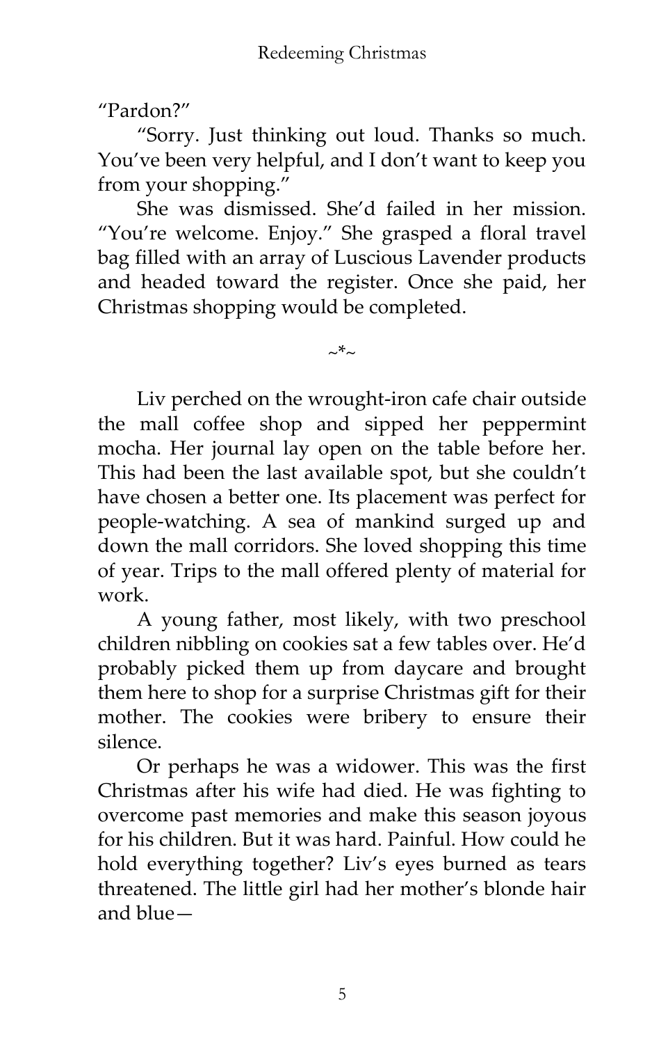"Pardon?"

"Sorry. Just thinking out loud. Thanks so much. You've been very helpful, and I don't want to keep you from your shopping."

She was dismissed. She'd failed in her mission. "You're welcome. Enjoy." She grasped a floral travel bag filled with an array of Luscious Lavender products and headed toward the register. Once she paid, her Christmas shopping would be completed.

~*~

Liv perched on the wrought-iron cafe chair outside the mall coffee shop and sipped her peppermint mocha. Her journal lay open on the table before her. This had been the last available spot, but she couldn't have chosen a better one. Its placement was perfect for people-watching. A sea of mankind surged up and down the mall corridors. She loved shopping this time of year. Trips to the mall offered plenty of material for work.

A young father, most likely, with two preschool children nibbling on cookies sat a few tables over. He'd probably picked them up from daycare and brought them here to shop for a surprise Christmas gift for their mother. The cookies were bribery to ensure their silence.

Or perhaps he was a widower. This was the first Christmas after his wife had died. He was fighting to overcome past memories and make this season joyous for his children. But it was hard. Painful. How could he hold everything together? Liv's eyes burned as tears threatened. The little girl had her mother's blonde hair and blue—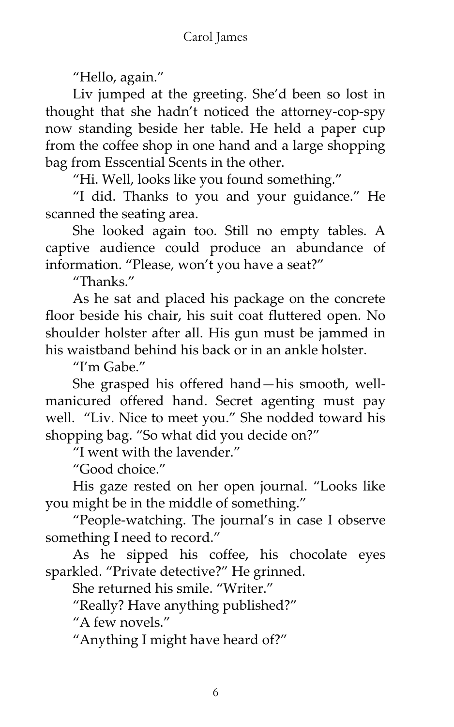"Hello, again."

Liv jumped at the greeting. She'd been so lost in thought that she hadn't noticed the attorney-cop-spy now standing beside her table. He held a paper cup from the coffee shop in one hand and a large shopping bag from Esscential Scents in the other.

"Hi. Well, looks like you found something."

"I did. Thanks to you and your guidance." He scanned the seating area.

She looked again too. Still no empty tables. A captive audience could produce an abundance of information. "Please, won't you have a seat?"

"Thanks."

As he sat and placed his package on the concrete floor beside his chair, his suit coat fluttered open. No shoulder holster after all. His gun must be jammed in his waistband behind his back or in an ankle holster.

"I'm Gabe."

She grasped his offered hand—his smooth, well-manicured offered hand. Secret agenting must pay well. "Liv. Nice to meet you." She nodded toward his shopping bag. "So what did you decide on?"

"I went with the lavender."

"Good choice."

His gaze rested on her open journal. "Looks like you might be in the middle of something."

"People-watching. The journal's in case I observe something I need to record."

As he sipped his coffee, his chocolate eyes sparkled. "Private detective?" He grinned.

She returned his smile. "Writer."

"Really? Have anything published?"

"A few novels."

"Anything I might have heard of?"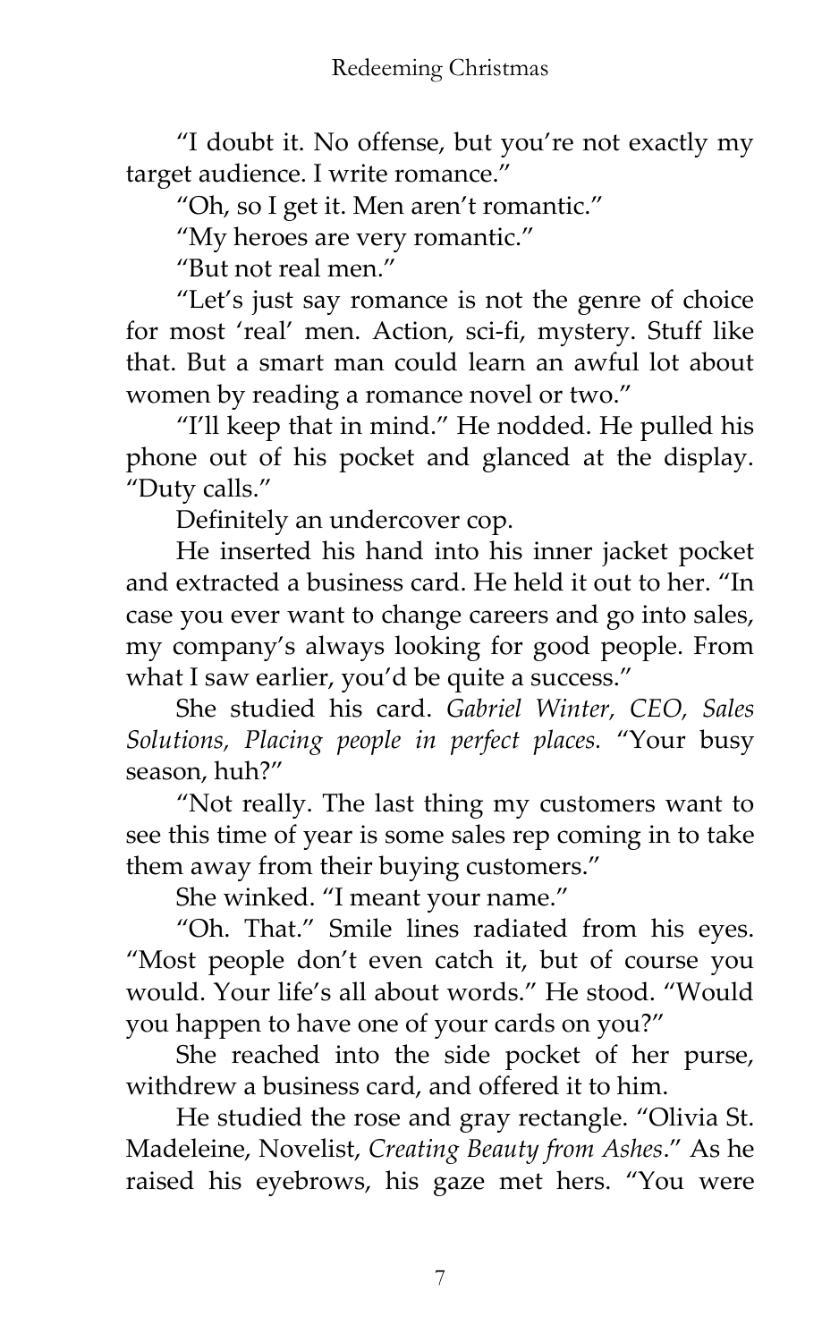"I doubt it. No offense, but you're not exactly my target audience. I write romance."

"Oh, so I get it. Men aren't romantic."

"My heroes are very romantic."

"But not real men."

"Let's just say romance is not the genre of choice for most 'real' men. Action, sci-fi, mystery. Stuff like that. But a smart man could learn an awful lot about women by reading a romance novel or two."

"I'll keep that in mind." He nodded. He pulled his phone out of his pocket and glanced at the display. "Duty calls."

Definitely an undercover cop.

He inserted his hand into his inner jacket pocket and extracted a business card. He held it out to her. "In case you ever want to change careers and go into sales, my company's always looking for good people. From what I saw earlier, you'd be quite a success."

She studied his card. *Gabriel Winter, CEO, Sales Solutions, Placing people in perfect places.* "Your busy season, huh?"

"Not really. The last thing my customers want to see this time of year is some sales rep coming in to take them away from their buying customers."

She winked. "I meant your name."

"Oh. That." Smile lines radiated from his eyes. "Most people don't even catch it, but of course you would. Your life's all about words." He stood. "Would you happen to have one of your cards on you?"

She reached into the side pocket of her purse, withdrew a business card, and offered it to him.

He studied the rose and gray rectangle. "Olivia St. Madeleine, Novelist, *Creating Beauty from Ashes*." As he raised his eyebrows, his gaze met hers. "You were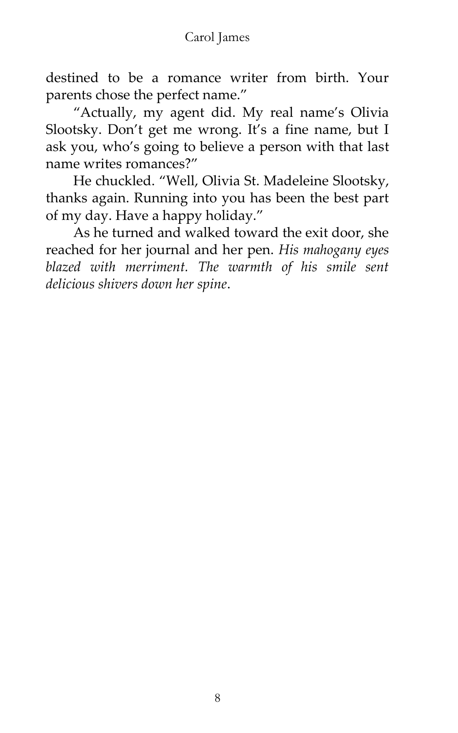destined to be a romance writer from birth. Your parents chose the perfect name."

"Actually, my agent did. My real name's Olivia Slootsky. Don't get me wrong. It's a fine name, but I ask you, who's going to believe a person with that last name writes romances?"

He chuckled. "Well, Olivia St. Madeleine Slootsky, thanks again. Running into you has been the best part of my day. Have a happy holiday."

As he turned and walked toward the exit door, she reached for her journal and her pen. *His mahogany eyes blazed with merriment. The warmth of his smile sent delicious shivers down her spine*.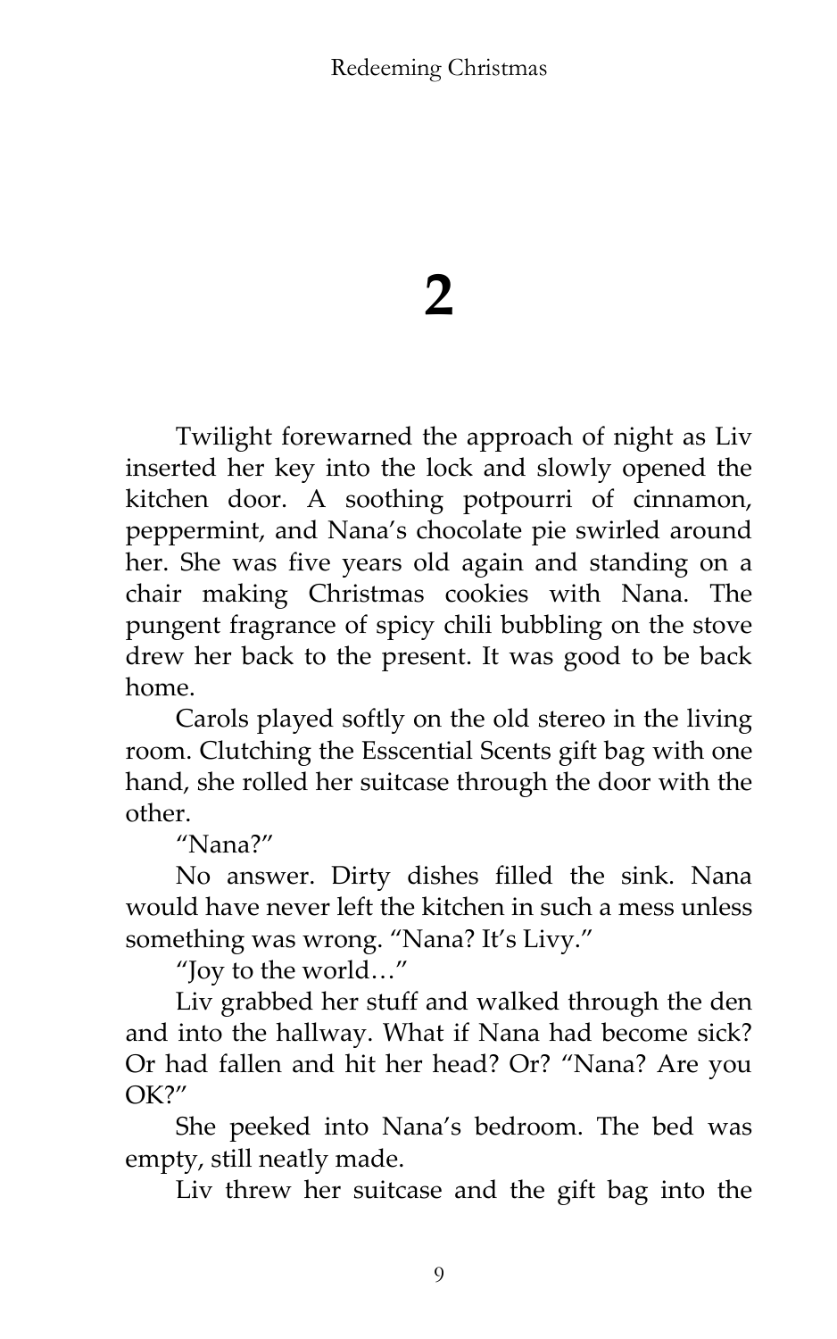# 2

Twilight forewarned the approach of night as Liv inserted her key into the lock and slowly opened the kitchen door. A soothing potpourri of cinnamon, peppermint, and Nana's chocolate pie swirled around her. She was five years old again and standing on a chair making Christmas cookies with Nana. The pungent fragrance of spicy chili bubbling on the stove drew her back to the present. It was good to be back home.

Carols played softly on the old stereo in the living room. Clutching the Esscential Scents gift bag with one hand, she rolled her suitcase through the door with the other.

"Nana?"

No answer. Dirty dishes filled the sink. Nana would have never left the kitchen in such a mess unless something was wrong. "Nana? It's Livy."

"Joy to the world…"

Liv grabbed her stuff and walked through the den and into the hallway. What if Nana had become sick? Or had fallen and hit her head? Or? "Nana? Are you OK?"

She peeked into Nana's bedroom. The bed was empty, still neatly made.

Liv threw her suitcase and the gift bag into the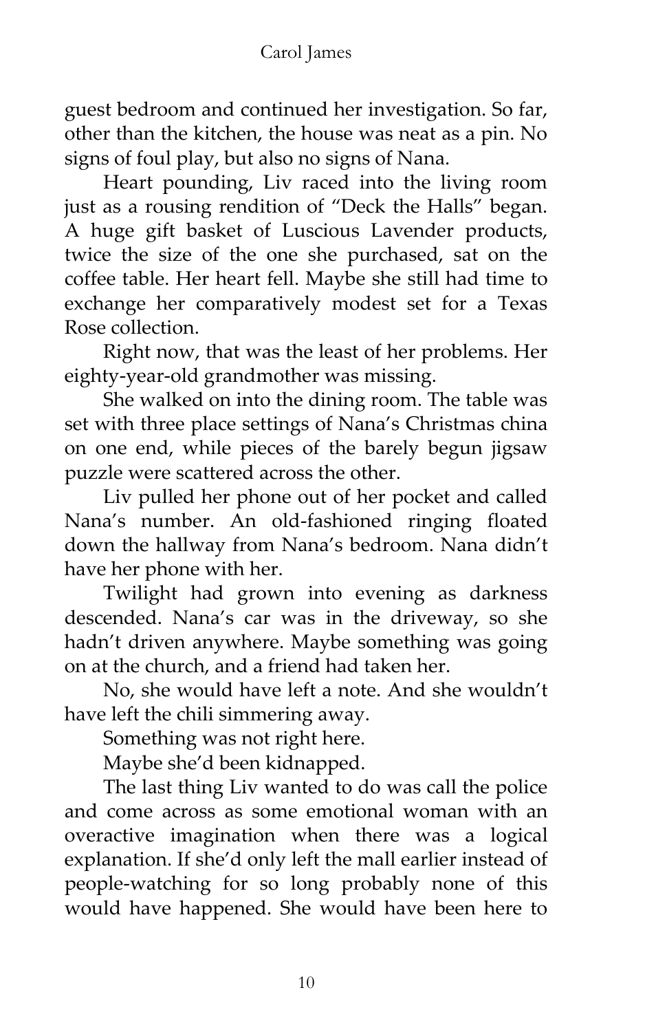guest bedroom and continued her investigation. So far, other than the kitchen, the house was neat as a pin. No signs of foul play, but also no signs of Nana.

Heart pounding, Liv raced into the living room just as a rousing rendition of "Deck the Halls" began. A huge gift basket of Luscious Lavender products, twice the size of the one she purchased, sat on the coffee table. Her heart fell. Maybe she still had time to exchange her comparatively modest set for a Texas Rose collection.

Right now, that was the least of her problems. Her eighty-year-old grandmother was missing.

She walked on into the dining room. The table was set with three place settings of Nana's Christmas china on one end, while pieces of the barely begun jigsaw puzzle were scattered across the other.

Liv pulled her phone out of her pocket and called Nana's number. An old-fashioned ringing floated down the hallway from Nana's bedroom. Nana didn't have her phone with her.

Twilight had grown into evening as darkness descended. Nana's car was in the driveway, so she hadn't driven anywhere. Maybe something was going on at the church, and a friend had taken her.

No, she would have left a note. And she wouldn't have left the chili simmering away.

Something was not right here.

Maybe she'd been kidnapped.

The last thing Liv wanted to do was call the police and come across as some emotional woman with an overactive imagination when there was a logical explanation. If she'd only left the mall earlier instead of people-watching for so long probably none of this would have happened. She would have been here to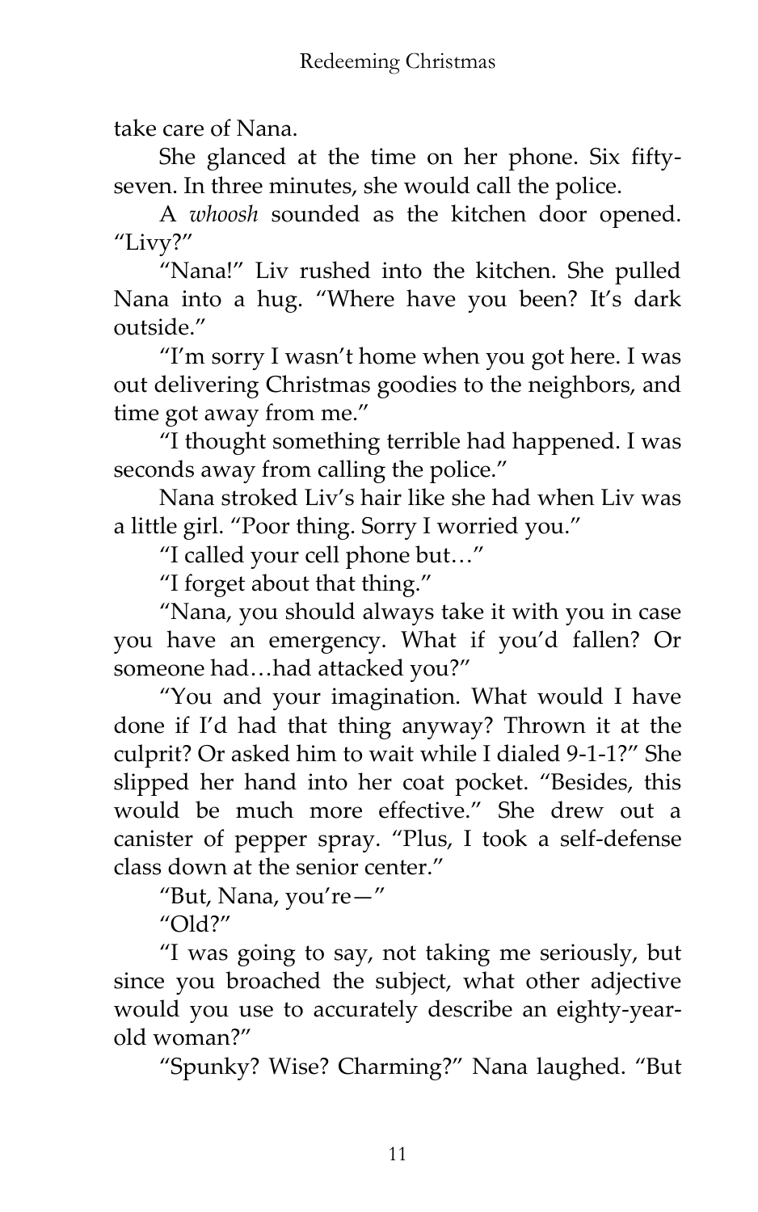take care of Nana.

She glanced at the time on her phone. Six fifty-seven. In three minutes, she would call the police.

A *whoosh* sounded as the kitchen door opened. "Livy?"

"Nana!" Liv rushed into the kitchen. She pulled Nana into a hug. "Where have you been? It's dark outside."

"I'm sorry I wasn't home when you got here. I was out delivering Christmas goodies to the neighbors, and time got away from me."

"I thought something terrible had happened. I was seconds away from calling the police."

Nana stroked Liv's hair like she had when Liv was a little girl. "Poor thing. Sorry I worried you."

"I called your cell phone but…"

"I forget about that thing."

"Nana, you should always take it with you in case you have an emergency. What if you'd fallen? Or someone had…had attacked you?"

"You and your imagination. What would I have done if I'd had that thing anyway? Thrown it at the culprit? Or asked him to wait while I dialed 9-1-1?" She slipped her hand into her coat pocket. "Besides, this would be much more effective." She drew out a canister of pepper spray. "Plus, I took a self-defense class down at the senior center."

"But, Nana, you're—"

"Old?"

"I was going to say, not taking me seriously, but since you broached the subject, what other adjective would you use to accurately describe an eighty-year-old woman?"

"Spunky? Wise? Charming?" Nana laughed. "But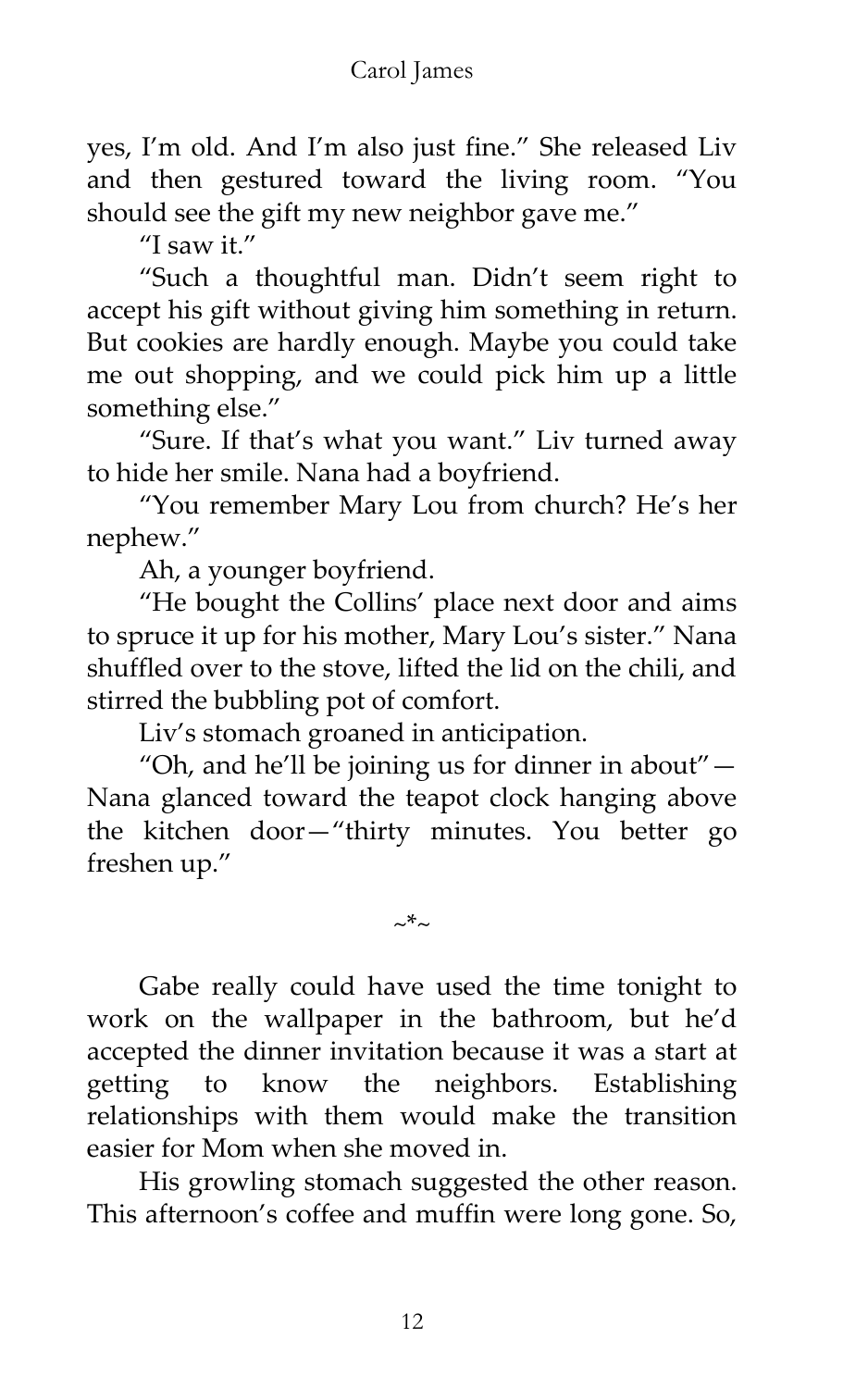yes, I'm old. And I'm also just fine." She released Liv and then gestured toward the living room. "You should see the gift my new neighbor gave me."

"I saw it."

"Such a thoughtful man. Didn't seem right to accept his gift without giving him something in return. But cookies are hardly enough. Maybe you could take me out shopping, and we could pick him up a little something else."

"Sure. If that's what you want." Liv turned away to hide her smile. Nana had a boyfriend.

"You remember Mary Lou from church? He's her nephew."

Ah, a younger boyfriend.

"He bought the Collins' place next door and aims to spruce it up for his mother, Mary Lou's sister." Nana shuffled over to the stove, lifted the lid on the chili, and stirred the bubbling pot of comfort.

Liv's stomach groaned in anticipation.

"Oh, and he'll be joining us for dinner in about"—Nana glanced toward the teapot clock hanging above the kitchen door—"thirty minutes. You better go freshen up."

~*~

Gabe really could have used the time tonight to work on the wallpaper in the bathroom, but he'd accepted the dinner invitation because it was a start at getting to know the neighbors. Establishing relationships with them would make the transition easier for Mom when she moved in.

His growling stomach suggested the other reason. This afternoon's coffee and muffin were long gone. So,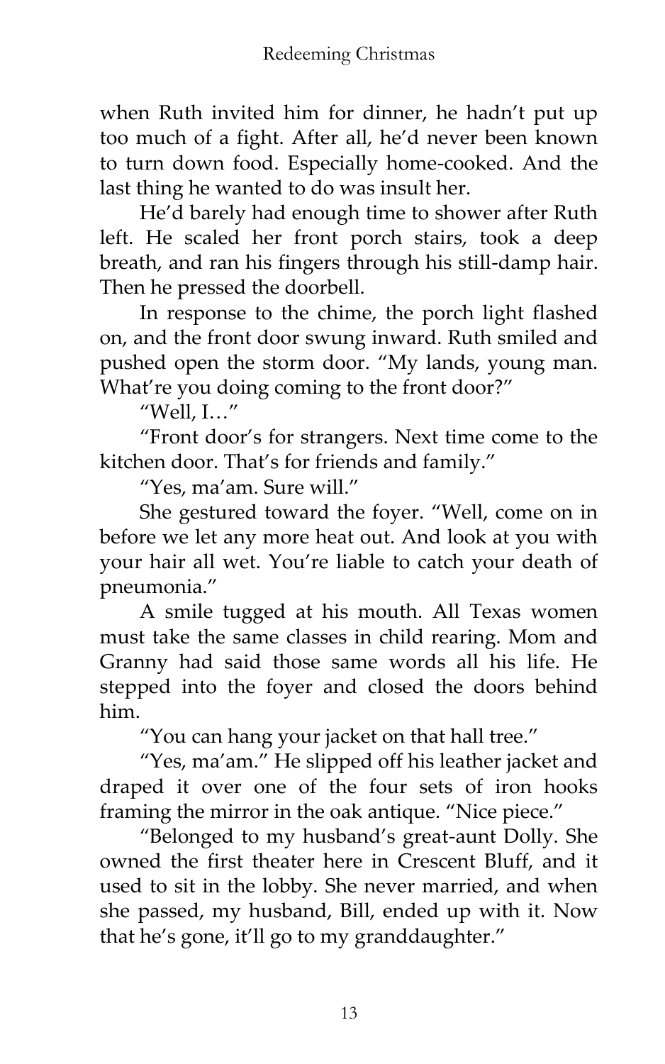when Ruth invited him for dinner, he hadn't put up too much of a fight. After all, he'd never been known to turn down food. Especially home-cooked. And the last thing he wanted to do was insult her.

He'd barely had enough time to shower after Ruth left. He scaled her front porch stairs, took a deep breath, and ran his fingers through his still-damp hair. Then he pressed the doorbell.

In response to the chime, the porch light flashed on, and the front door swung inward. Ruth smiled and pushed open the storm door. "My lands, young man. What're you doing coming to the front door?"

"Well, I…"

"Front door's for strangers. Next time come to the kitchen door. That's for friends and family."

"Yes, ma'am. Sure will."

She gestured toward the foyer. "Well, come on in before we let any more heat out. And look at you with your hair all wet. You're liable to catch your death of pneumonia."

A smile tugged at his mouth. All Texas women must take the same classes in child rearing. Mom and Granny had said those same words all his life. He stepped into the foyer and closed the doors behind him.

"You can hang your jacket on that hall tree."

"Yes, ma'am." He slipped off his leather jacket and draped it over one of the four sets of iron hooks framing the mirror in the oak antique. "Nice piece."

"Belonged to my husband's great-aunt Dolly. She owned the first theater here in Crescent Bluff, and it used to sit in the lobby. She never married, and when she passed, my husband, Bill, ended up with it. Now that he's gone, it'll go to my granddaughter."